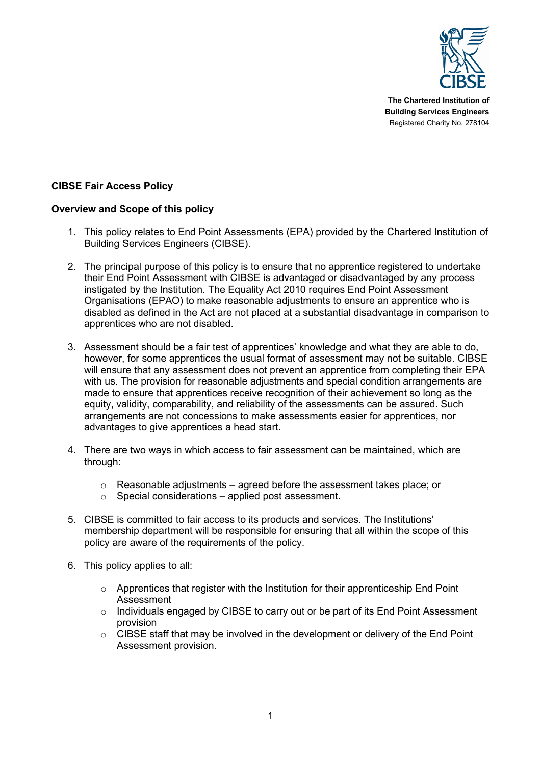The Chartered Institution of Building Services Engineers
Registered Charity No. 278104

**CIBSE Fair Access Policy**

**Overview and Scope of this policy**

1. This policy relates to End Point Assessments (EPA) provided by the Chartered Institution of Building Services Engineers (CIBSE).

2. The principal purpose of this policy is to ensure that no apprentice registered to undertake their End Point Assessment with CIBSE is advantaged or disadvantaged by any process instigated by the Institution. The Equality Act 2010 requires End Point Assessment Organisations (EPAO) to make reasonable adjustments to ensure an apprentice who is disabled as defined in the Act are not placed at a substantial disadvantage in comparison to apprentices who are not disabled.

3. Assessment should be a fair test of apprentices' knowledge and what they are able to do, however, for some apprentices the usual format of assessment may not be suitable. CIBSE will ensure that any assessment does not prevent an apprentice from completing their EPA with us. The provision for reasonable adjustments and special condition arrangements are made to ensure that apprentices receive recognition of their achievement so long as the equity, validity, comparability, and reliability of the assessments can be assured. Such arrangements are not concessions to make assessments easier for apprentices, nor advantages to give apprentices a head start.

4. There are two ways in which access to fair assessment can be maintained, which are through:

   - Reasonable adjustments – agreed before the assessment takes place; or
   - Special considerations – applied post assessment.

5. CIBSE is committed to fair access to its products and services. The Institutions' membership department will be responsible for ensuring that all within the scope of this policy are aware of the requirements of the policy.

6. This policy applies to all:

   - Apprentices that register with the Institution for their apprenticeship End Point Assessment
   - Individuals engaged by CIBSE to carry out or be part of its End Point Assessment provision
   - CIBSE staff that may be involved in the development or delivery of the End Point Assessment provision.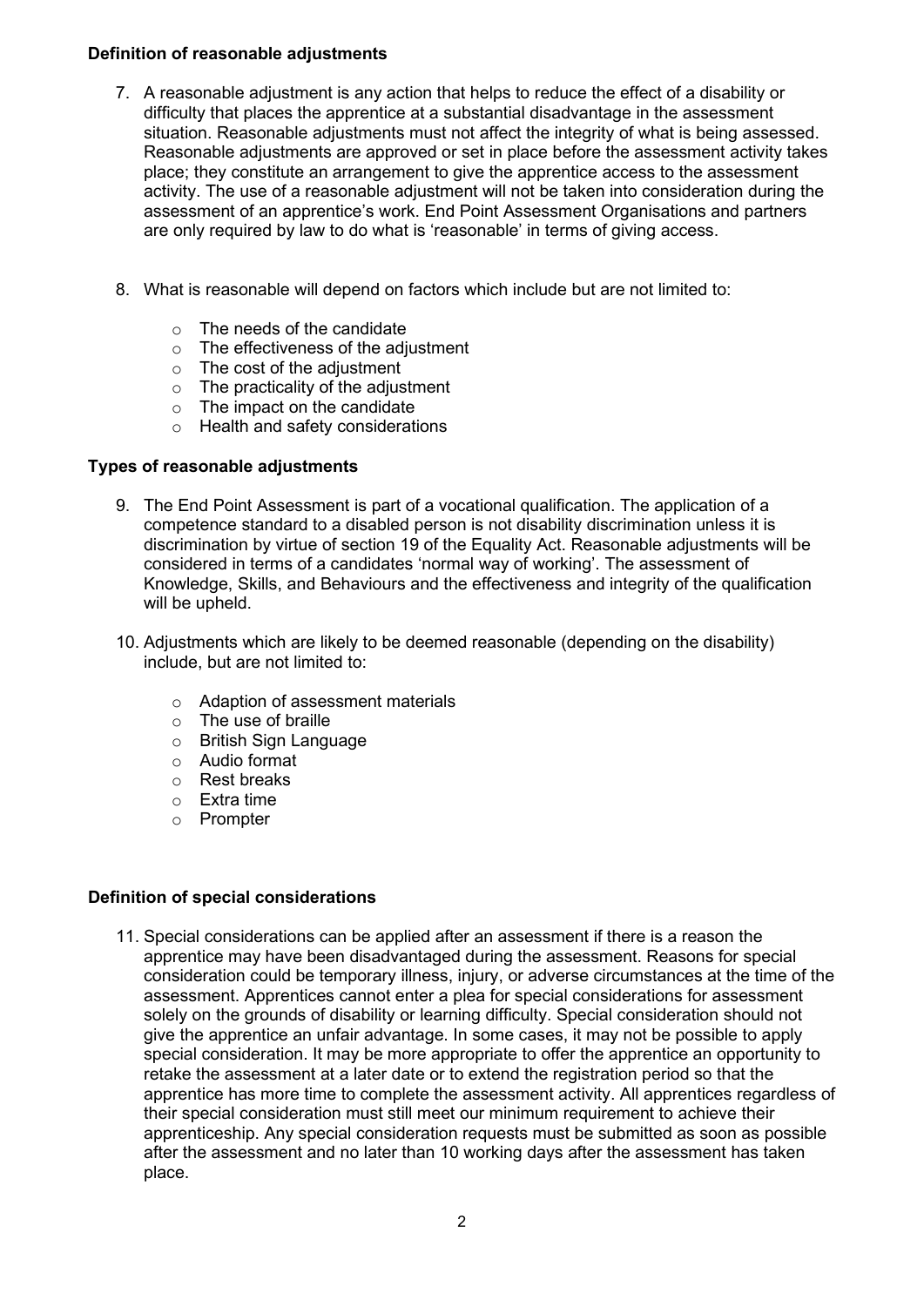**Definition of reasonable adjustments**

7. A reasonable adjustment is any action that helps to reduce the effect of a disability or difficulty that places the apprentice at a substantial disadvantage in the assessment situation. Reasonable adjustments must not affect the integrity of what is being assessed. Reasonable adjustments are approved or set in place before the assessment activity takes place; they constitute an arrangement to give the apprentice access to the assessment activity. The use of a reasonable adjustment will not be taken into consideration during the assessment of an apprentice's work. End Point Assessment Organisations and partners are only required by law to do what is 'reasonable' in terms of giving access.

8. What is reasonable will depend on factors which include but are not limited to:

    - The needs of the candidate
    - The effectiveness of the adjustment
    - The cost of the adjustment
    - The practicality of the adjustment
    - The impact on the candidate
    - Health and safety considerations

**Types of reasonable adjustments**

9. The End Point Assessment is part of a vocational qualification. The application of a competence standard to a disabled person is not disability discrimination unless it is discrimination by virtue of section 19 of the Equality Act. Reasonable adjustments will be considered in terms of a candidates 'normal way of working'. The assessment of Knowledge, Skills, and Behaviours and the effectiveness and integrity of the qualification will be upheld.

10. Adjustments which are likely to be deemed reasonable (depending on the disability) include, but are not limited to:

    - Adaption of assessment materials
    - The use of braille
    - British Sign Language
    - Audio format
    - Rest breaks
    - Extra time
    - Prompter

**Definition of special considerations**

11. Special considerations can be applied after an assessment if there is a reason the apprentice may have been disadvantaged during the assessment. Reasons for special consideration could be temporary illness, injury, or adverse circumstances at the time of the assessment. Apprentices cannot enter a plea for special considerations for assessment solely on the grounds of disability or learning difficulty. Special consideration should not give the apprentice an unfair advantage. In some cases, it may not be possible to apply special consideration. It may be more appropriate to offer the apprentice an opportunity to retake the assessment at a later date or to extend the registration period so that the apprentice has more time to complete the assessment activity. All apprentices regardless of their special consideration must still meet our minimum requirement to achieve their apprenticeship. Any special consideration requests must be submitted as soon as possible after the assessment and no later than 10 working days after the assessment has taken place.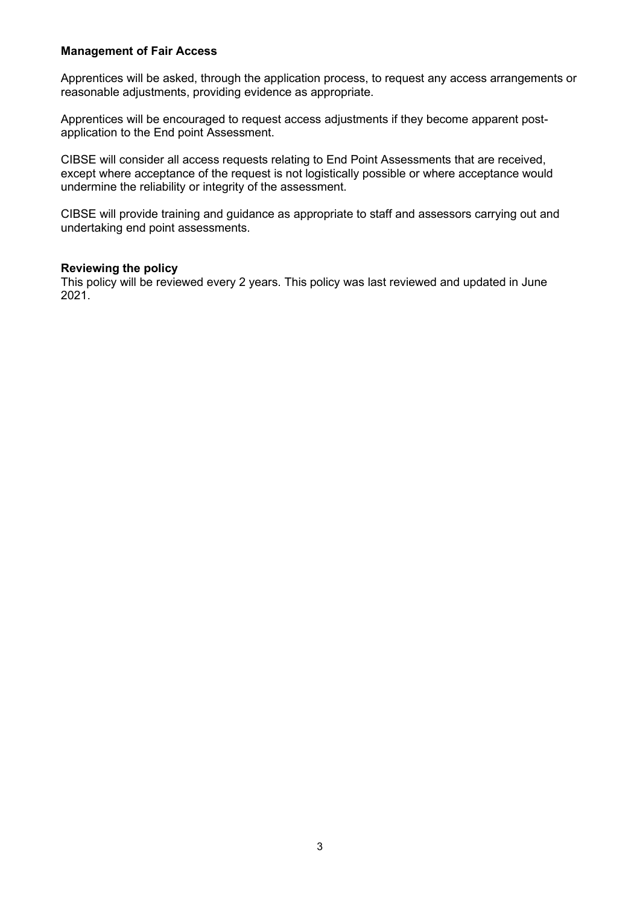**Management of Fair Access**

Apprentices will be asked, through the application process, to request any access arrangements or reasonable adjustments, providing evidence as appropriate.

Apprentices will be encouraged to request access adjustments if they become apparent post-application to the End point Assessment.

CIBSE will consider all access requests relating to End Point Assessments that are received, except where acceptance of the request is not logistically possible or where acceptance would undermine the reliability or integrity of the assessment.

CIBSE will provide training and guidance as appropriate to staff and assessors carrying out and undertaking end point assessments.

**Reviewing the policy**

This policy will be reviewed every 2 years. This policy was last reviewed and updated in June 2021.